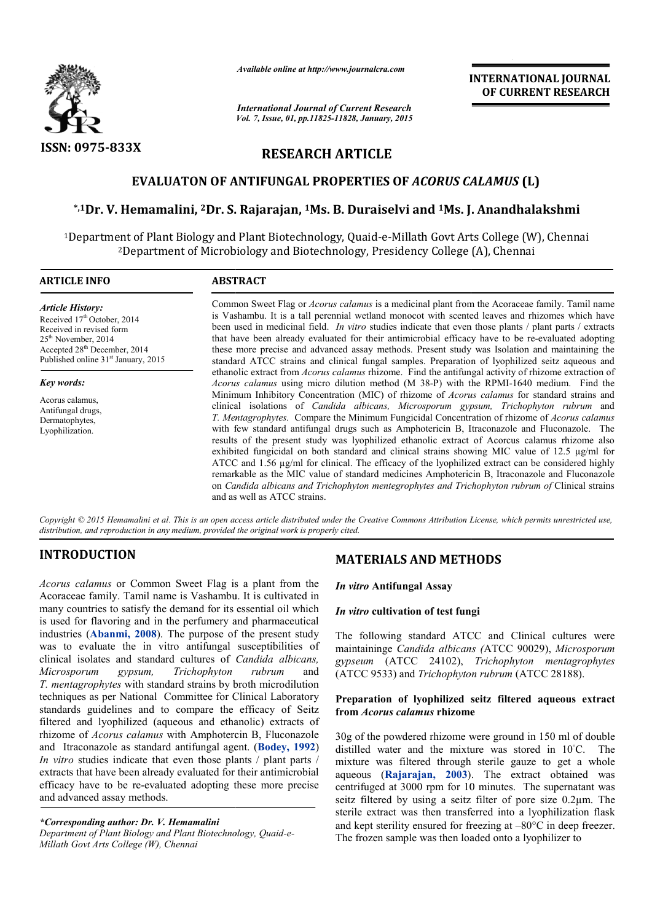# RESEARCH ARTICLE

## EVALUATON OF ANTIFUNGAL PROPERTIES OF *ACORUS CALAMUS* (L)

**\*,1Dr. V. Hemamalini, 2Dr. S. Rajarajan, 1Ms. B. Duraiselvi and 1Ms. J. Anandhalakshmi**

1Department of Plant Biology and Plant Biotechnology, Quaid-e-Millath Govt Arts College (W), Chennai
2Department of Microbiology and Biotechnology, Presidency College (A), Chennai

**ARTICLE INFO**

*Article History:*
Received 17th October, 2014
Received in revised form 25th November, 2014
Accepted 28th December, 2014
Published online 31st January, 2015

*Key words:*
Acorus calamus,
Antifungal drugs,
Dermatophytes,
Lyophilization.

**ABSTRACT**

Common Sweet Flag or *Acorus calamus* is a medicinal plant from the Acoraceae family. Tamil name is Vashambu. It is a tall perennial wetland monocot with scented leaves and rhizomes which have been used in medicinal field. *In vitro* studies indicate that even those plants / plant parts / extracts that have been already evaluated for their antimicrobial efficacy have to be re-evaluated adopting these more precise and advanced assay methods. Present study was Isolation and maintaining the standard ATCC strains and clinical fungal samples. Preparation of lyophilized seitz aqueous and ethanolic extract from *Acorus calamus* rhizome. Find the antifungal activity of rhizome extraction of *Acorus calamus* using micro dilution method (M 38-P) with the RPMI-1640 medium. Find the Minimum Inhibitory Concentration (MIC) of rhizome of *Acorus calamus* for standard strains and clinical isolations of *Candida albicans, Microsporum gypsum, Trichophyton rubrum* and *T. Mentagrophytes.* Compare the Minimum Fungicidal Concentration of rhizome of *Acorus calamus* with few standard antifungal drugs such as Amphotericin B, Itraconazole and Fluconazole. The results of the present study was lyophilized ethanolic extract of Acorcus calamus rhizome also exhibited fungicidal on both standard and clinical strains showing MIC value of 12.5 µg/ml for ATCC and 1.56 µg/ml for clinical. The efficacy of the lyophilized extract can be considered highly remarkable as the MIC value of standard medicines Amphotericin B, Itraconazole and Fluconazole on *Candida albicans and Trichophyton mentegrophytes and Trichophyton rubrum of* Clinical strains and as well as ATCC strains.

*Copyright © 2015 Hemamalini et al. This is an open access article distributed under the Creative Commons Attribution License, which permits unrestricted use, distribution, and reproduction in any medium, provided the original work is properly cited.*

## INTRODUCTION

*Acorus calamus* or Common Sweet Flag is a plant from the Acoraceae family. Tamil name is Vashambu. It is cultivated in many countries to satisfy the demand for its essential oil which is used for flavoring and in the perfumery and pharmaceutical industries (**Abanmi, 2008**). The purpose of the present study was to evaluate the in vitro antifungal susceptibilities of clinical isolates and standard cultures of *Candida albicans, Microsporum gypsum, Trichophyton rubrum* and *T. mentagrophytes* with standard strains by broth microdilution techniques as per National Committee for Clinical Laboratory standards guidelines and to compare the efficacy of Seitz filtered and lyophilized (aqueous and ethanolic) extracts of rhizome of *Acorus calamus* with Amphotercin B, Fluconazole and Itraconazole as standard antifungal agent. (**Bodey, 1992**) *In vitro* studies indicate that even those plants / plant parts / extracts that have been already evaluated for their antimicrobial efficacy have to be re-evaluated adopting these more precise and advanced assay methods.

*\*Corresponding author: Dr. V. Hemamalini*
*Department of Plant Biology and Plant Biotechnology, Quaid-e-Millath Govt Arts College (W), Chennai*

## MATERIALS AND METHODS

### *In vitro* Antifungal Assay

### *In vitro* cultivation of test fungi

The following standard ATCC and Clinical cultures were maintaininge *Candida albicans (*ATCC 90029), *Microsporum gypseum* (ATCC 24102), *Trichophyton mentagrophytes* (ATCC 9533) and *Trichophyton rubrum* (ATCC 28188).

### Preparation of lyophilized seitz filtered aqueous extract from *Acorus calamus* rhizome

30g of the powdered rhizome were ground in 150 ml of double distilled water and the mixture was stored in 10°C. The mixture was filtered through sterile gauze to get a whole aqueous (**Rajarajan, 2003**). The extract obtained was centrifuged at 3000 rpm for 10 minutes. The supernatant was seitz filtered by using a seitz filter of pore size 0.2µm. The sterile extract was then transferred into a lyophilization flask and kept sterility ensured for freezing at –80°C in deep freezer. The frozen sample was then loaded onto a lyophilizer to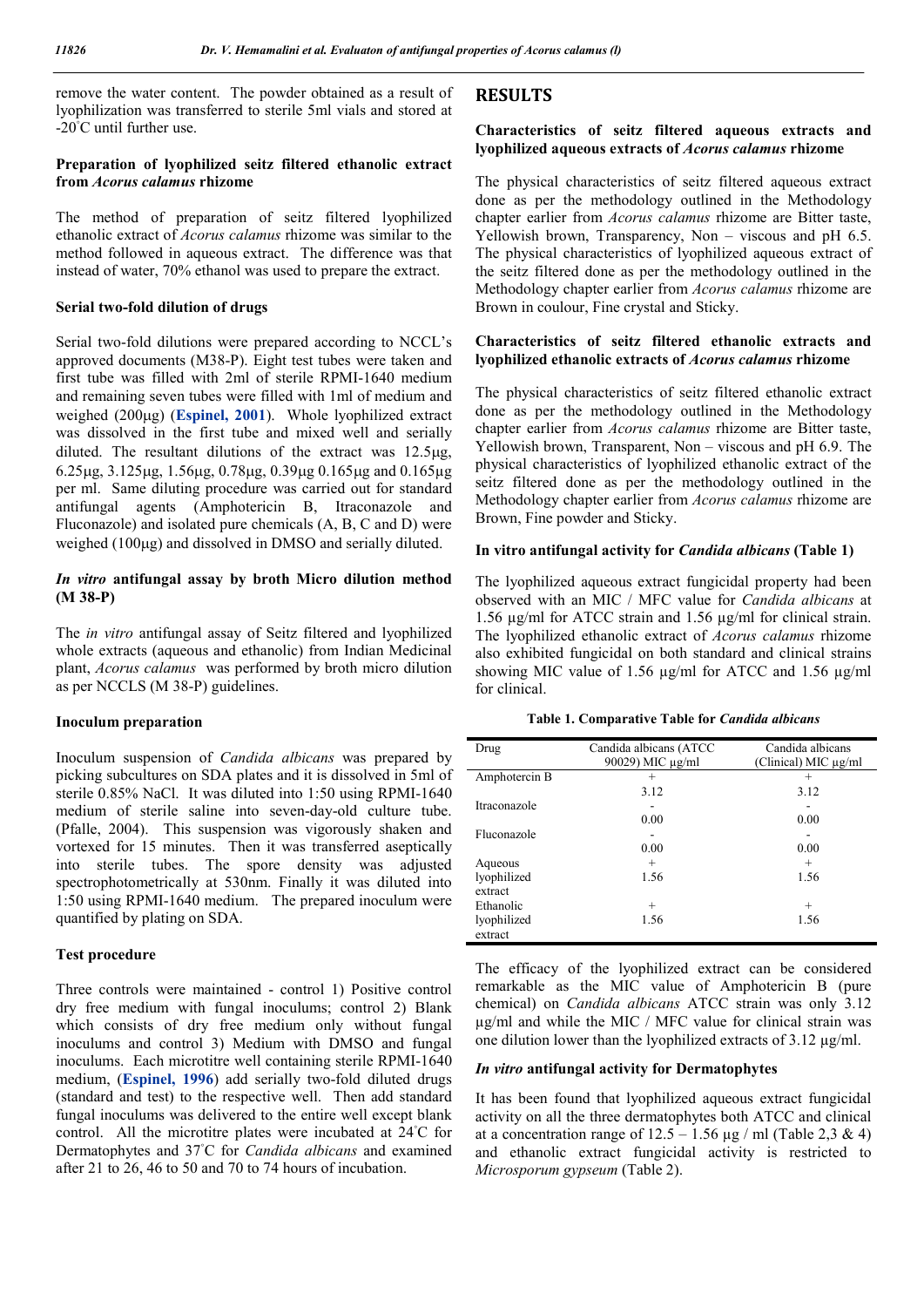remove the water content. The powder obtained as a result of lyophilization was transferred to sterile 5ml vials and stored at -20°C until further use.

**Preparation of lyophilized seitz filtered ethanolic extract from *Acorus calamus* rhizome**

The method of preparation of seitz filtered lyophilized ethanolic extract of *Acorus calamus* rhizome was similar to the method followed in aqueous extract. The difference was that instead of water, 70% ethanol was used to prepare the extract.

**Serial two-fold dilution of drugs**

Serial two-fold dilutions were prepared according to NCCL's approved documents (M38-P). Eight test tubes were taken and first tube was filled with 2ml of sterile RPMI-1640 medium and remaining seven tubes were filled with 1ml of medium and weighed (200µg) (**Espinel, 2001**). Whole lyophilized extract was dissolved in the first tube and mixed well and serially diluted. The resultant dilutions of the extract was 12.5µg, 6.25µg, 3.125µg, 1.56µg, 0.78µg, 0.39µg 0.165µg and 0.165µg per ml. Same diluting procedure was carried out for standard antifungal agents (Amphotericin B, Itraconazole and Fluconazole) and isolated pure chemicals (A, B, C and D) were weighed (100µg) and dissolved in DMSO and serially diluted.

***In vitro* antifungal assay by broth Micro dilution method (M 38-P)**

The *in vitro* antifungal assay of Seitz filtered and lyophilized whole extracts (aqueous and ethanolic) from Indian Medicinal plant, *Acorus calamus* was performed by broth micro dilution as per NCCLS (M 38-P) guidelines.

**Inoculum preparation**

Inoculum suspension of *Candida albicans* was prepared by picking subcultures on SDA plates and it is dissolved in 5ml of sterile 0.85% NaCl. It was diluted into 1:50 using RPMI-1640 medium of sterile saline into seven-day-old culture tube. (Pfalle, 2004). This suspension was vigorously shaken and vortexed for 15 minutes. Then it was transferred aseptically into sterile tubes. The spore density was adjusted spectrophotometrically at 530nm. Finally it was diluted into 1:50 using RPMI-1640 medium. The prepared inoculum were quantified by plating on SDA.

**Test procedure**

Three controls were maintained - control 1) Positive control dry free medium with fungal inoculums; control 2) Blank which consists of dry free medium only without fungal inoculums and control 3) Medium with DMSO and fungal inoculums. Each microtitre well containing sterile RPMI-1640 medium, (**Espinel, 1996**) add serially two-fold diluted drugs (standard and test) to the respective well. Then add standard fungal inoculums was delivered to the entire well except blank control. All the microtitre plates were incubated at 24°C for Dermatophytes and 37°C for *Candida albicans* and examined after 21 to 26, 46 to 50 and 70 to 74 hours of incubation.

## RESULTS

**Characteristics of seitz filtered aqueous extracts and lyophilized aqueous extracts of *Acorus calamus* rhizome**

The physical characteristics of seitz filtered aqueous extract done as per the methodology outlined in the Methodology chapter earlier from *Acorus calamus* rhizome are Bitter taste, Yellowish brown, Transparency, Non – viscous and pH 6.5. The physical characteristics of lyophilized aqueous extract of the seitz filtered done as per the methodology outlined in the Methodology chapter earlier from *Acorus calamus* rhizome are Brown in coulour, Fine crystal and Sticky.

**Characteristics of seitz filtered ethanolic extracts and lyophilized ethanolic extracts of *Acorus calamus* rhizome**

The physical characteristics of seitz filtered ethanolic extract done as per the methodology outlined in the Methodology chapter earlier from *Acorus calamus* rhizome are Bitter taste, Yellowish brown, Transparent, Non – viscous and pH 6.9. The physical characteristics of lyophilized ethanolic extract of the seitz filtered done as per the methodology outlined in the Methodology chapter earlier from *Acorus calamus* rhizome are Brown, Fine powder and Sticky.

***In vitro* antifungal activity for *Candida albicans* (Table 1)**

The lyophilized aqueous extract fungicidal property had been observed with an MIC / MFC value for *Candida albicans* at 1.56 µg/ml for ATCC strain and 1.56 µg/ml for clinical strain. The lyophilized ethanolic extract of *Acorus calamus* rhizome also exhibited fungicidal on both standard and clinical strains showing MIC value of 1.56 µg/ml for ATCC and 1.56 µg/ml for clinical.

**Table 1. Comparative Table for *Candida albicans***

| Drug | Candida albicans (ATCC 90029) MIC µg/ml | Candida albicans (Clinical) MIC µg/ml |
|---|---|---|
| Amphotercin B | + <br> 3.12 | + <br> 3.12 |
| Itraconazole | - <br> 0.00 | - <br> 0.00 |
| Fluconazole | - <br> 0.00 | - <br> 0.00 |
| Aqueous lyophilized extract | + <br> 1.56 | + <br> 1.56 |
| Ethanolic lyophilized extract | + <br> 1.56 | + <br> 1.56 |

The efficacy of the lyophilized extract can be considered remarkable as the MIC value of Amphotericin B (pure chemical) on *Candida albicans* ATCC strain was only 3.12 µg/ml and while the MIC / MFC value for clinical strain was one dilution lower than the lyophilized extracts of 3.12 µg/ml.

***In vitro* antifungal activity for Dermatophytes**

It has been found that lyophilized aqueous extract fungicidal activity on all the three dermatophytes both ATCC and clinical at a concentration range of 12.5 – 1.56 µg / ml (Table 2,3 & 4) and ethanolic extract fungicidal activity is restricted to *Microsporum gypseum* (Table 2).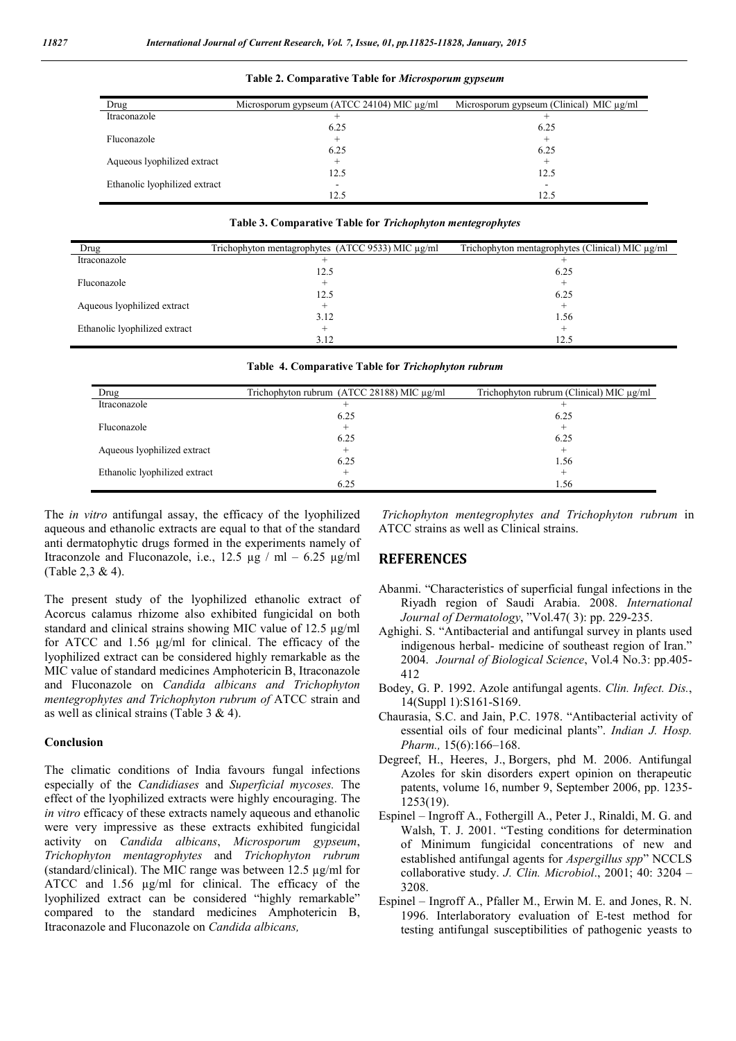**Table 2. Comparative Table for *Microsporum gypseum***

| Drug | Microsporum gypseum (ATCC 24104) MIC µg/ml | Microsporum gypseum (Clinical) MIC µg/ml |
|---|---|---|
| Itraconazole | + | + |
| | 6.25 | 6.25 |
| Fluconazole | + | + |
| | 6.25 | 6.25 |
| Aqueous lyophilized extract | + | + |
| | 12.5 | 12.5 |
| Ethanolic lyophilized extract | - | - |
| | 12.5 | 12.5 |

**Table 3. Comparative Table for *Trichophyton mentegrophytes***

| Drug | Trichophyton mentagrophytes (ATCC 9533) MIC µg/ml | Trichophyton mentagrophytes (Clinical) MIC µg/ml |
|---|---|---|
| Itraconazole | + | + |
| | 12.5 | 6.25 |
| Fluconazole | + | + |
| | 12.5 | 6.25 |
| Aqueous lyophilized extract | + | + |
| | 3.12 | 1.56 |
| Ethanolic lyophilized extract | + | + |
| | 3.12 | 12.5 |

**Table 4. Comparative Table for *Trichophyton rubrum***

| Drug | Trichophyton rubrum (ATCC 28188) MIC µg/ml | Trichophyton rubrum (Clinical) MIC µg/ml |
|---|---|---|
| Itraconazole | + | + |
| | 6.25 | 6.25 |
| Fluconazole | + | + |
| | 6.25 | 6.25 |
| Aqueous lyophilized extract | + | + |
| | 6.25 | 1.56 |
| Ethanolic lyophilized extract | + | + |
| | 6.25 | 1.56 |

The *in vitro* antifungal assay, the efficacy of the lyophilized aqueous and ethanolic extracts are equal to that of the standard anti dermatophytic drugs formed in the experiments namely of Itraconzole and Fluconazole, i.e., 12.5 µg / ml – 6.25 µg/ml (Table 2,3 & 4).

The present study of the lyophilized ethanolic extract of Acorcus calamus rhizome also exhibited fungicidal on both standard and clinical strains showing MIC value of 12.5 µg/ml for ATCC and 1.56 µg/ml for clinical. The efficacy of the lyophilized extract can be considered highly remarkable as the MIC value of standard medicines Amphotericin B, Itraconazole and Fluconazole on *Candida albicans and Trichophyton mentegrophytes and Trichophyton rubrum of* ATCC strain and as well as clinical strains (Table 3 & 4).

### Conclusion

The climatic conditions of India favours fungal infections especially of the *Candidiases* and *Superficial mycoses.* The effect of the lyophilized extracts were highly encouraging. The *in vitro* efficacy of these extracts namely aqueous and ethanolic were very impressive as these extracts exhibited fungicidal activity on *Candida albicans*, *Microsporum gypseum*, *Trichophyton mentagrophytes* and *Trichophyton rubrum* (standard/clinical). The MIC range was between 12.5 µg/ml for ATCC and 1.56 µg/ml for clinical. The efficacy of the lyophilized extract can be considered "highly remarkable" compared to the standard medicines Amphotericin B, Itraconazole and Fluconazole on *Candida albicans, Trichophyton mentegrophytes and Trichophyton rubrum* in ATCC strains as well as Clinical strains.

## REFERENCES

Abanmi. "Characteristics of superficial fungal infections in the Riyadh region of Saudi Arabia. 2008. *International Journal of Dermatology*, "Vol.47( 3): pp. 229-235.

Aghighi. S. "Antibacterial and antifungal survey in plants used indigenous herbal- medicine of southeast region of Iran." 2004. *Journal of Biological Science*, Vol.4 No.3: pp.405-412

Bodey, G. P. 1992. Azole antifungal agents. *Clin. Infect. Dis.*, 14(Suppl 1):S161-S169.

Chaurasia, S.C. and Jain, P.C. 1978. "Antibacterial activity of essential oils of four medicinal plants". *Indian J. Hosp. Pharm.,* 15(6):166–168.

Degreef, H., Heeres, J., Borgers, phd M. 2006. Antifungal Azoles for skin disorders expert opinion on therapeutic patents, volume 16, number 9, September 2006, pp. 1235-1253(19).

Espinel – Ingroff A., Fothergill A., Peter J., Rinaldi, M. G. and Walsh, T. J. 2001. "Testing conditions for determination of Minimum fungicidal concentrations of new and established antifungal agents for *Aspergillus spp*" NCCLS collaborative study. *J. Clin. Microbiol*., 2001; 40: 3204 – 3208.

Espinel – Ingroff A., Pfaller M., Erwin M. E. and Jones, R. N. 1996. Interlaboratory evaluation of E-test method for testing antifungal susceptibilities of pathogenic yeasts to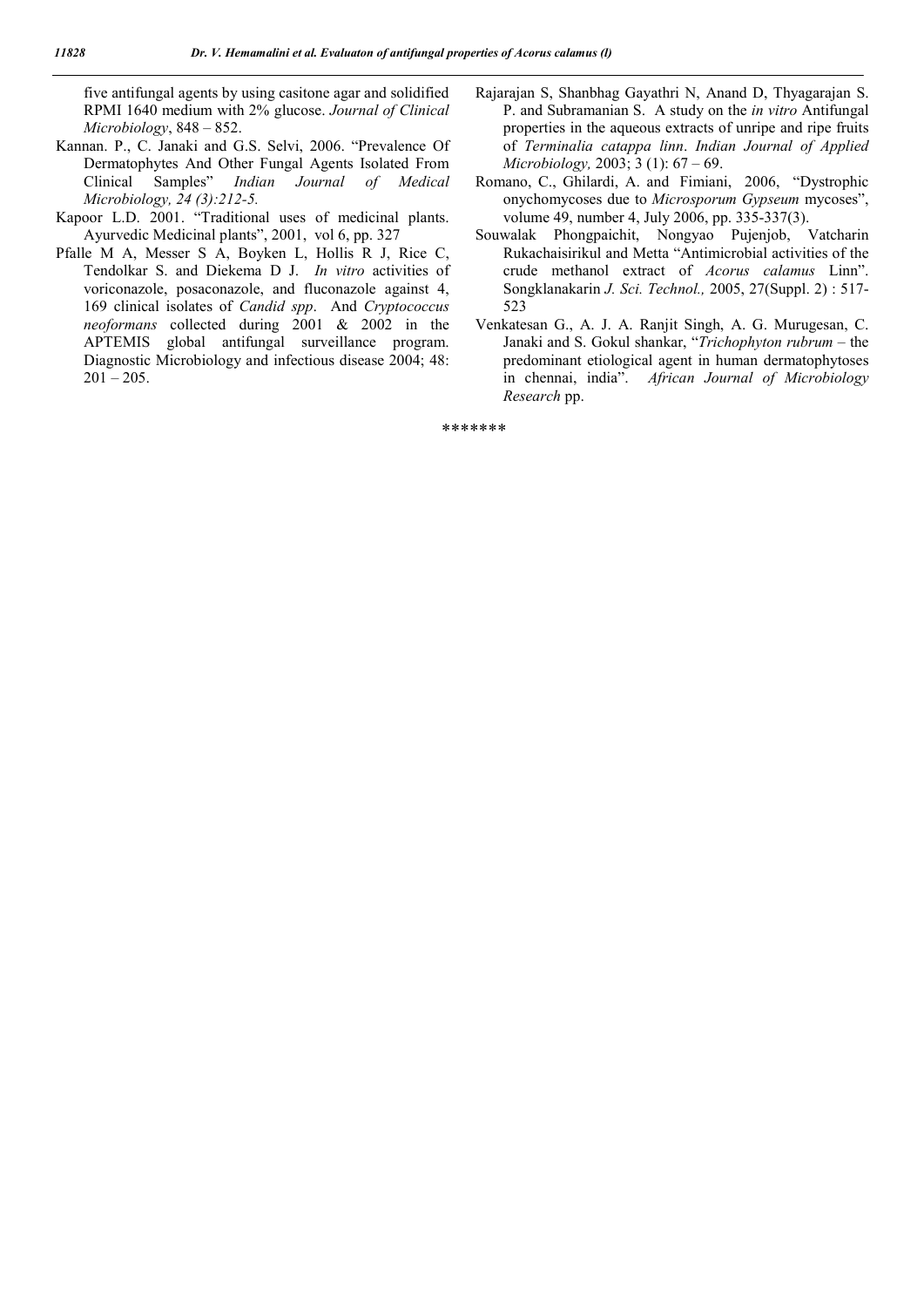five antifungal agents by using casitone agar and solidified RPMI 1640 medium with 2% glucose. *Journal of Clinical Microbiology*, 848 – 852.

Kannan. P., C. Janaki and G.S. Selvi, 2006. "Prevalence Of Dermatophytes And Other Fungal Agents Isolated From Clinical Samples" *Indian Journal of Medical Microbiology, 24 (3):212-5.*

Kapoor L.D. 2001. "Traditional uses of medicinal plants. Ayurvedic Medicinal plants", 2001, vol 6, pp. 327

Pfalle M A, Messer S A, Boyken L, Hollis R J, Rice C, Tendolkar S. and Diekema D J. *In vitro* activities of voriconazole, posaconazole, and fluconazole against 4, 169 clinical isolates of *Candid spp*. And *Cryptococcus neoformans* collected during 2001 & 2002 in the APTEMIS global antifungal surveillance program. Diagnostic Microbiology and infectious disease 2004; 48: 201 – 205.

Rajarajan S, Shanbhag Gayathri N, Anand D, Thyagarajan S. P. and Subramanian S. A study on the *in vitro* Antifungal properties in the aqueous extracts of unripe and ripe fruits of *Terminalia catappa linn*. *Indian Journal of Applied Microbiology,* 2003; 3 (1): 67 – 69.

Romano, C., Ghilardi, A. and Fimiani, 2006, "Dystrophic onychomycoses due to *Microsporum Gypseum* mycoses", volume 49, number 4, July 2006, pp. 335-337(3).

Souwalak Phongpaichit, Nongyao Pujenjob, Vatcharin Rukachaisirikul and Metta "Antimicrobial activities of the crude methanol extract of *Acorus calamus* Linn". Songklanakarin *J. Sci. Technol.,* 2005, 27(Suppl. 2) : 517-523

Venkatesan G., A. J. A. Ranjit Singh, A. G. Murugesan, C. Janaki and S. Gokul shankar, "*Trichophyton rubrum* – the predominant etiological agent in human dermatophytoses in chennai, india". *African Journal of Microbiology Research* pp.

*******